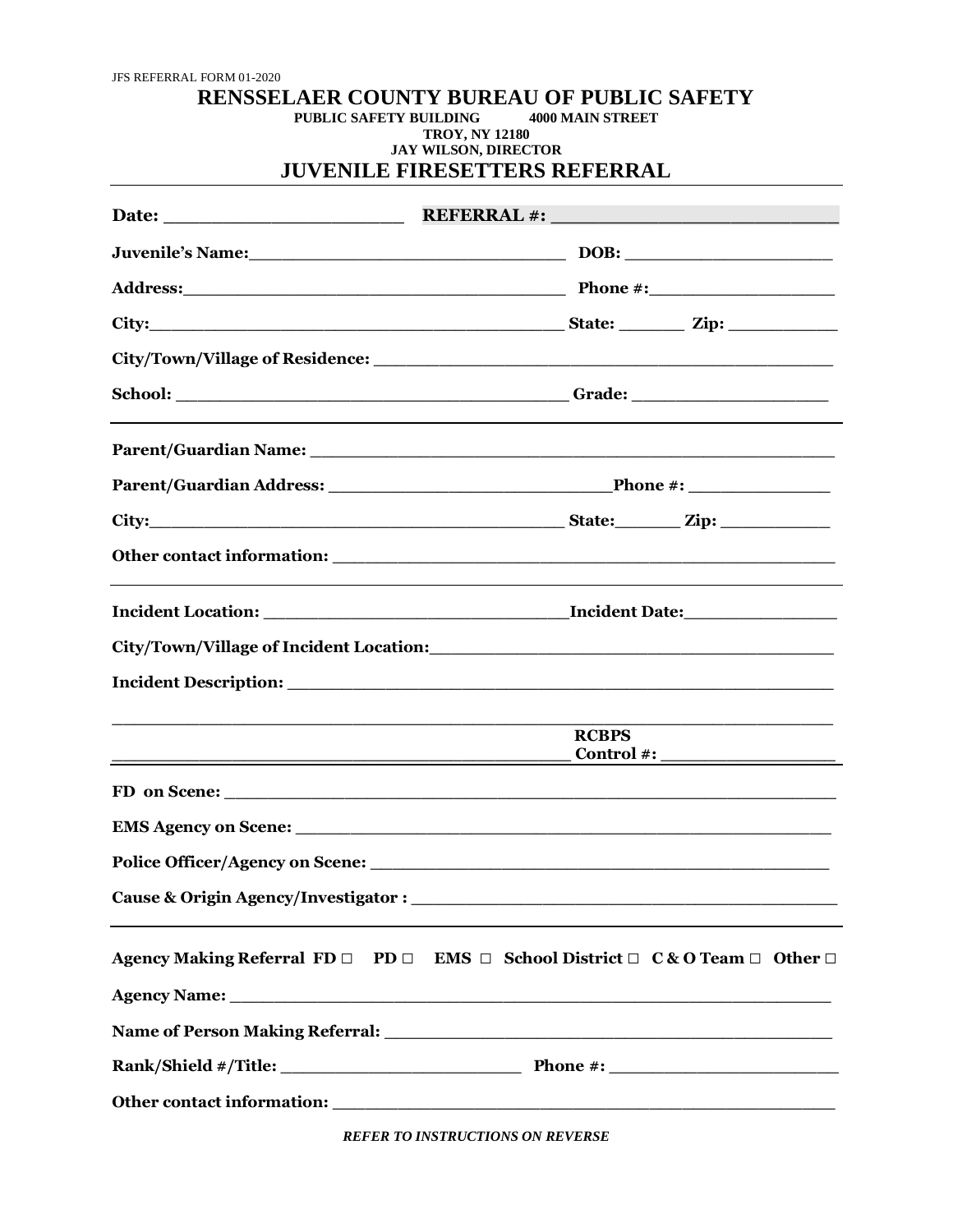JFS REFERRAL FORM 01-2020

# RENSSELAER COUNTY BUREAU OF PUBLIC SAFETY

**PUBLIC SAFETY BUILDING 4000 MAIN STREET**
**TROY, NY 12180**
**JAY WILSON, DIRECTOR**

## JUVENILE FIRESETTERS REFERRAL

**Date:** _______________________ **REFERRAL #:** ___________________________

**Juvenile's Name:** ______________________________ **DOB:** ____________________

**Address:** ____________________________________ **Phone #:** __________________

**City:** ________________________________________ **State:** ______ **Zip:** __________

**City/Town/Village of Residence:** ____________________________________________

**School:** _____________________________________ **Grade:** ___________________

---

**Parent/Guardian Name:** ___________________________________________________

**Parent/Guardian Address:** ___________________________ **Phone #:** ______________

**City:** ________________________________________ **State:** ______ **Zip:** __________

**Other contact information:** _________________________________________________

---

**Incident Location:** _____________________________ **Incident Date:** _______________

**City/Town/Village of Incident Location:** _____________________________________

**Incident Description:** ______________________________________________________

_________________________________________________________________________

_____________________________________________ **RCBPS Control #:** _________________

---

**FD on Scene:** _________________________________________________________

**EMS Agency on Scene:** ___________________________________________________

**Police Officer/Agency on Scene:** ____________________________________________

**Cause & Origin Agency/Investigator :** ________________________________________

---

**Agency Making Referral FD □ PD □ EMS □ School District □ C & O Team □ Other □**

**Agency Name:** ______________________________________________________

**Name of Person Making Referral:** ___________________________________________

**Rank/Shield #/Title:** _______________________ **Phone #:** ______________________

**Other contact information:** _________________________________________________

***REFER TO INSTRUCTIONS ON REVERSE***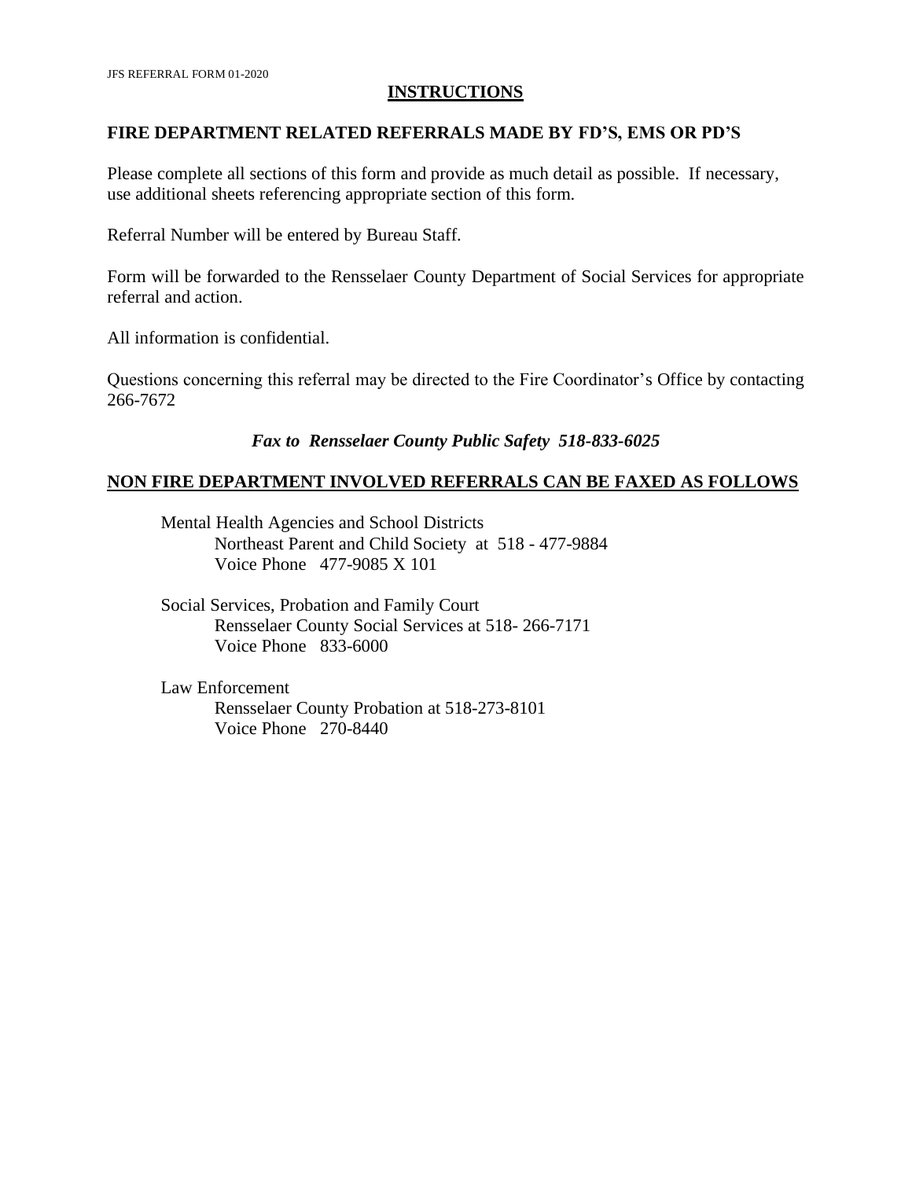JFS REFERRAL FORM 01-2020

# INSTRUCTIONS

## FIRE DEPARTMENT RELATED REFERRALS MADE BY FD'S, EMS OR PD'S

Please complete all sections of this form and provide as much detail as possible. If necessary, use additional sheets referencing appropriate section of this form.

Referral Number will be entered by Bureau Staff.

Form will be forwarded to the Rensselaer County Department of Social Services for appropriate referral and action.

All information is confidential.

Questions concerning this referral may be directed to the Fire Coordinator's Office by contacting 266-7672

***Fax to Rensselaer County Public Safety 518-833-6025***

## NON FIRE DEPARTMENT INVOLVED REFERRALS CAN BE FAXED AS FOLLOWS

Mental Health Agencies and School Districts
Northeast Parent and Child Society at 518 - 477-9884
Voice Phone 477-9085 X 101

Social Services, Probation and Family Court
Rensselaer County Social Services at 518- 266-7171
Voice Phone 833-6000

Law Enforcement
Rensselaer County Probation at 518-273-8101
Voice Phone 270-8440